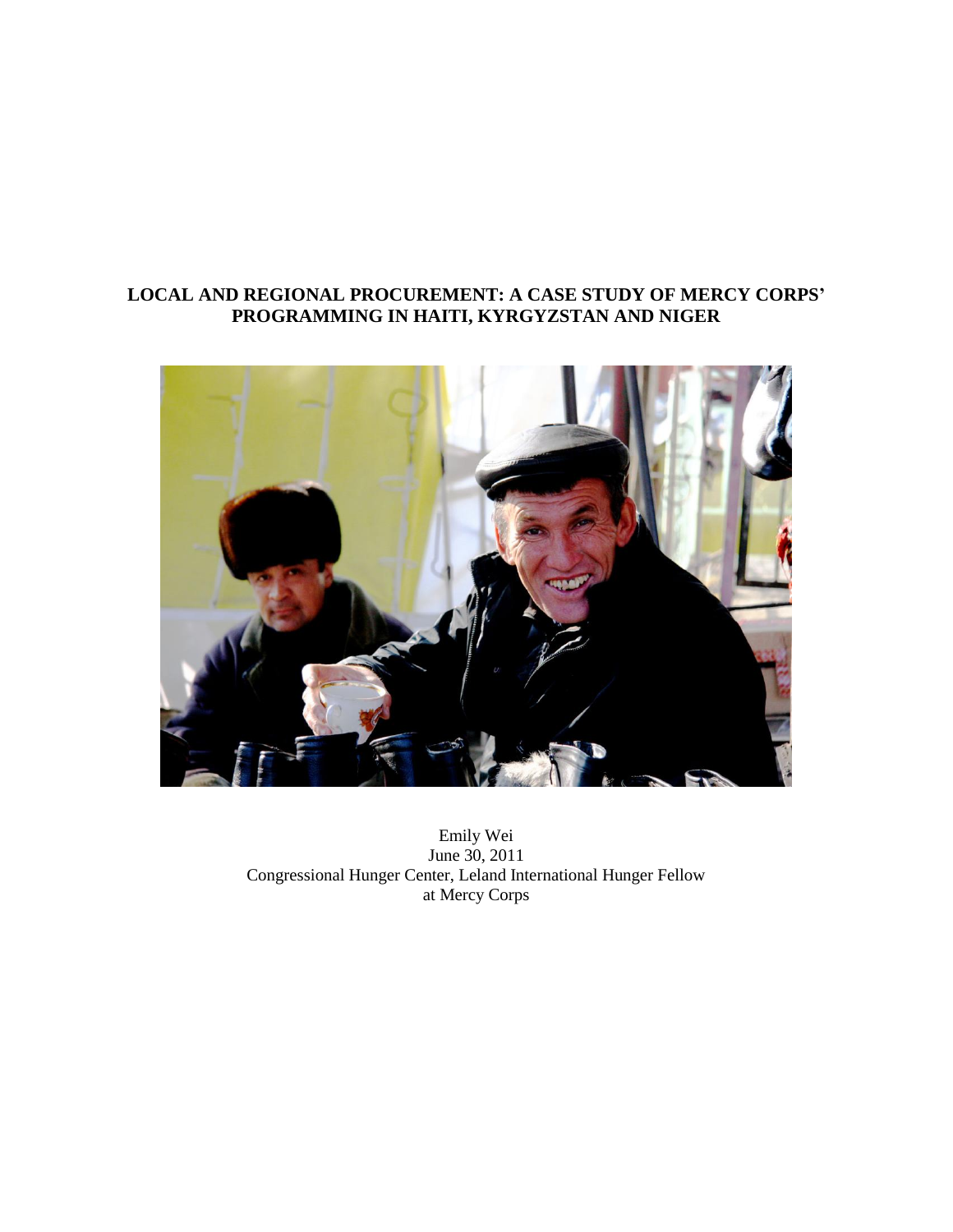# LOCAL AND REGIONAL PROCUREMENT: A CASE STUDY OF MERCY CORPS' PROGRAMMING IN HAITI, KYRGYZSTAN AND NIGER

Emily Wei
June 30, 2011
Congressional Hunger Center, Leland International Hunger Fellow
at Mercy Corps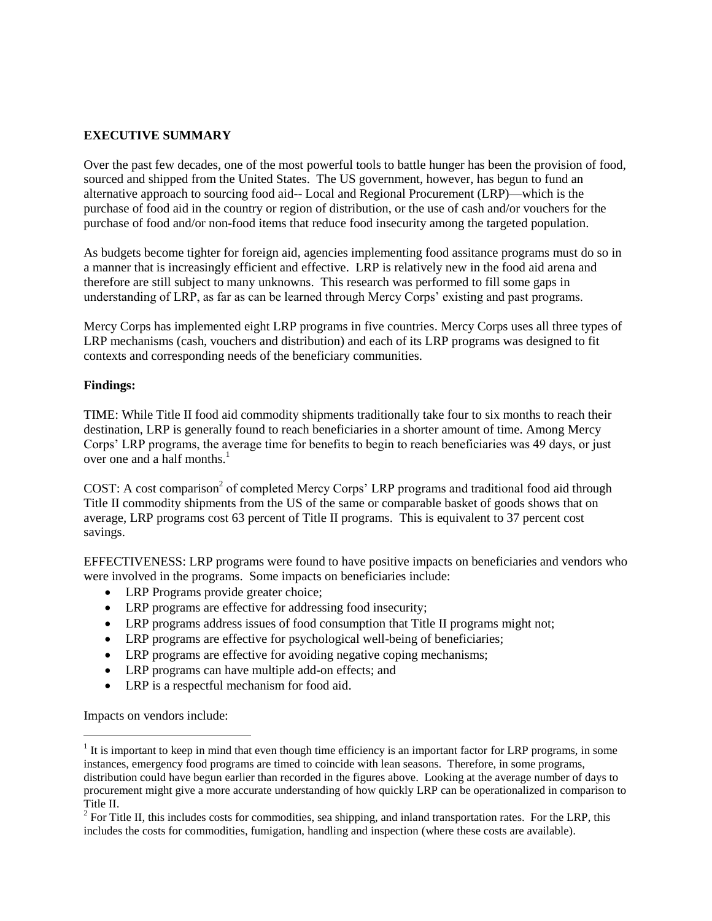## EXECUTIVE SUMMARY

Over the past few decades, one of the most powerful tools to battle hunger has been the provision of food, sourced and shipped from the United States. The US government, however, has begun to fund an alternative approach to sourcing food aid-- Local and Regional Procurement (LRP)—which is the purchase of food aid in the country or region of distribution, or the use of cash and/or vouchers for the purchase of food and/or non-food items that reduce food insecurity among the targeted population.

As budgets become tighter for foreign aid, agencies implementing food assitance programs must do so in a manner that is increasingly efficient and effective. LRP is relatively new in the food aid arena and therefore are still subject to many unknowns. This research was performed to fill some gaps in understanding of LRP, as far as can be learned through Mercy Corps' existing and past programs.

Mercy Corps has implemented eight LRP programs in five countries. Mercy Corps uses all three types of LRP mechanisms (cash, vouchers and distribution) and each of its LRP programs was designed to fit contexts and corresponding needs of the beneficiary communities.

**Findings:**

TIME: While Title II food aid commodity shipments traditionally take four to six months to reach their destination, LRP is generally found to reach beneficiaries in a shorter amount of time. Among Mercy Corps' LRP programs, the average time for benefits to begin to reach beneficiaries was 49 days, or just over one and a half months.[1]

COST: A cost comparison[2] of completed Mercy Corps' LRP programs and traditional food aid through Title II commodity shipments from the US of the same or comparable basket of goods shows that on average, LRP programs cost 63 percent of Title II programs. This is equivalent to 37 percent cost savings.

EFFECTIVENESS: LRP programs were found to have positive impacts on beneficiaries and vendors who were involved in the programs. Some impacts on beneficiaries include:

- LRP Programs provide greater choice;
- LRP programs are effective for addressing food insecurity;
- LRP programs address issues of food consumption that Title II programs might not;
- LRP programs are effective for psychological well-being of beneficiaries;
- LRP programs are effective for avoiding negative coping mechanisms;
- LRP programs can have multiple add-on effects; and
- LRP is a respectful mechanism for food aid.

Impacts on vendors include:

---

[1] It is important to keep in mind that even though time efficiency is an important factor for LRP programs, in some instances, emergency food programs are timed to coincide with lean seasons. Therefore, in some programs, distribution could have begun earlier than recorded in the figures above. Looking at the average number of days to procurement might give a more accurate understanding of how quickly LRP can be operationalized in comparison to Title II.

[2] For Title II, this includes costs for commodities, sea shipping, and inland transportation rates. For the LRP, this includes the costs for commodities, fumigation, handling and inspection (where these costs are available).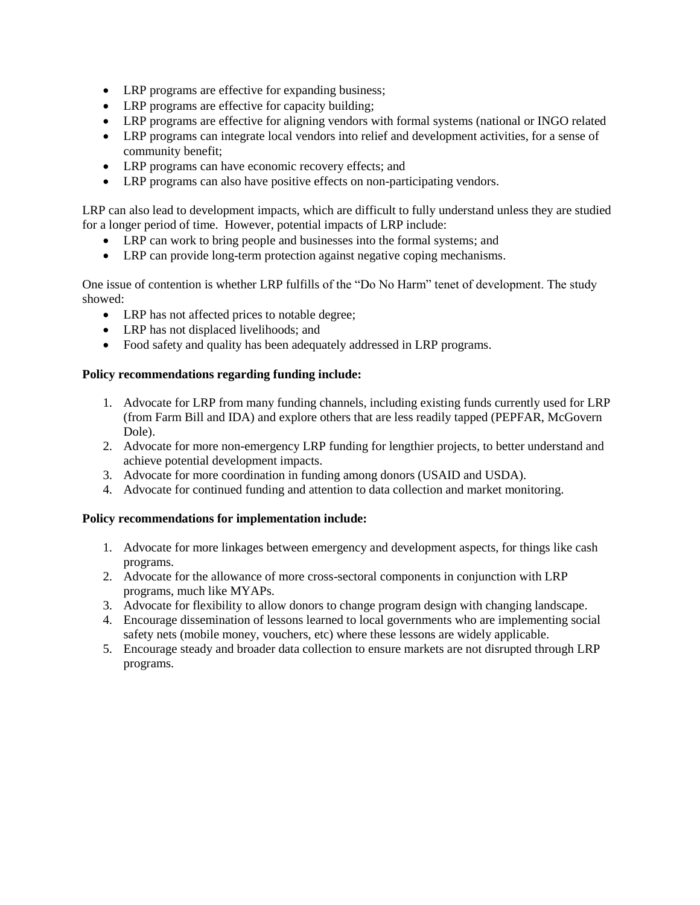- LRP programs are effective for expanding business;
- LRP programs are effective for capacity building;
- LRP programs are effective for aligning vendors with formal systems (national or INGO related
- LRP programs can integrate local vendors into relief and development activities, for a sense of community benefit;
- LRP programs can have economic recovery effects; and
- LRP programs can also have positive effects on non-participating vendors.

LRP can also lead to development impacts, which are difficult to fully understand unless they are studied for a longer period of time. However, potential impacts of LRP include:

- LRP can work to bring people and businesses into the formal systems; and
- LRP can provide long-term protection against negative coping mechanisms.

One issue of contention is whether LRP fulfills of the "Do No Harm" tenet of development. The study showed:

- LRP has not affected prices to notable degree;
- LRP has not displaced livelihoods; and
- Food safety and quality has been adequately addressed in LRP programs.

**Policy recommendations regarding funding include:**

1. Advocate for LRP from many funding channels, including existing funds currently used for LRP (from Farm Bill and IDA) and explore others that are less readily tapped (PEPFAR, McGovern Dole).
2. Advocate for more non-emergency LRP funding for lengthier projects, to better understand and achieve potential development impacts.
3. Advocate for more coordination in funding among donors (USAID and USDA).
4. Advocate for continued funding and attention to data collection and market monitoring.

**Policy recommendations for implementation include:**

1. Advocate for more linkages between emergency and development aspects, for things like cash programs.
2. Advocate for the allowance of more cross-sectoral components in conjunction with LRP programs, much like MYAPs.
3. Advocate for flexibility to allow donors to change program design with changing landscape.
4. Encourage dissemination of lessons learned to local governments who are implementing social safety nets (mobile money, vouchers, etc) where these lessons are widely applicable.
5. Encourage steady and broader data collection to ensure markets are not disrupted through LRP programs.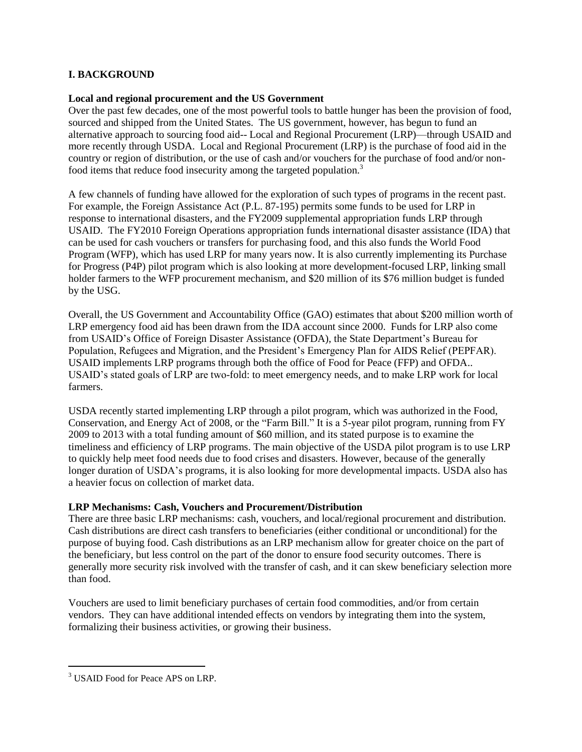## I. BACKGROUND

**Local and regional procurement and the US Government**

Over the past few decades, one of the most powerful tools to battle hunger has been the provision of food, sourced and shipped from the United States. The US government, however, has begun to fund an alternative approach to sourcing food aid-- Local and Regional Procurement (LRP)—through USAID and more recently through USDA. Local and Regional Procurement (LRP) is the purchase of food aid in the country or region of distribution, or the use of cash and/or vouchers for the purchase of food and/or non-food items that reduce food insecurity among the targeted population.[3]

A few channels of funding have allowed for the exploration of such types of programs in the recent past. For example, the Foreign Assistance Act (P.L. 87-195) permits some funds to be used for LRP in response to international disasters, and the FY2009 supplemental appropriation funds LRP through USAID. The FY2010 Foreign Operations appropriation funds international disaster assistance (IDA) that can be used for cash vouchers or transfers for purchasing food, and this also funds the World Food Program (WFP), which has used LRP for many years now. It is also currently implementing its Purchase for Progress (P4P) pilot program which is also looking at more development-focused LRP, linking small holder farmers to the WFP procurement mechanism, and $20 million of its $76 million budget is funded by the USG.

Overall, the US Government and Accountability Office (GAO) estimates that about $200 million worth of LRP emergency food aid has been drawn from the IDA account since 2000. Funds for LRP also come from USAID's Office of Foreign Disaster Assistance (OFDA), the State Department's Bureau for Population, Refugees and Migration, and the President's Emergency Plan for AIDS Relief (PEPFAR). USAID implements LRP programs through both the office of Food for Peace (FFP) and OFDA.. USAID's stated goals of LRP are two-fold: to meet emergency needs, and to make LRP work for local farmers.

USDA recently started implementing LRP through a pilot program, which was authorized in the Food, Conservation, and Energy Act of 2008, or the "Farm Bill." It is a 5-year pilot program, running from FY 2009 to 2013 with a total funding amount of $60 million, and its stated purpose is to examine the timeliness and efficiency of LRP programs. The main objective of the USDA pilot program is to use LRP to quickly help meet food needs due to food crises and disasters. However, because of the generally longer duration of USDA's programs, it is also looking for more developmental impacts. USDA also has a heavier focus on collection of market data.

**LRP Mechanisms: Cash, Vouchers and Procurement/Distribution**

There are three basic LRP mechanisms: cash, vouchers, and local/regional procurement and distribution. Cash distributions are direct cash transfers to beneficiaries (either conditional or unconditional) for the purpose of buying food. Cash distributions as an LRP mechanism allow for greater choice on the part of the beneficiary, but less control on the part of the donor to ensure food security outcomes. There is generally more security risk involved with the transfer of cash, and it can skew beneficiary selection more than food.

Vouchers are used to limit beneficiary purchases of certain food commodities, and/or from certain vendors. They can have additional intended effects on vendors by integrating them into the system, formalizing their business activities, or growing their business.

---

[3] USAID Food for Peace APS on LRP.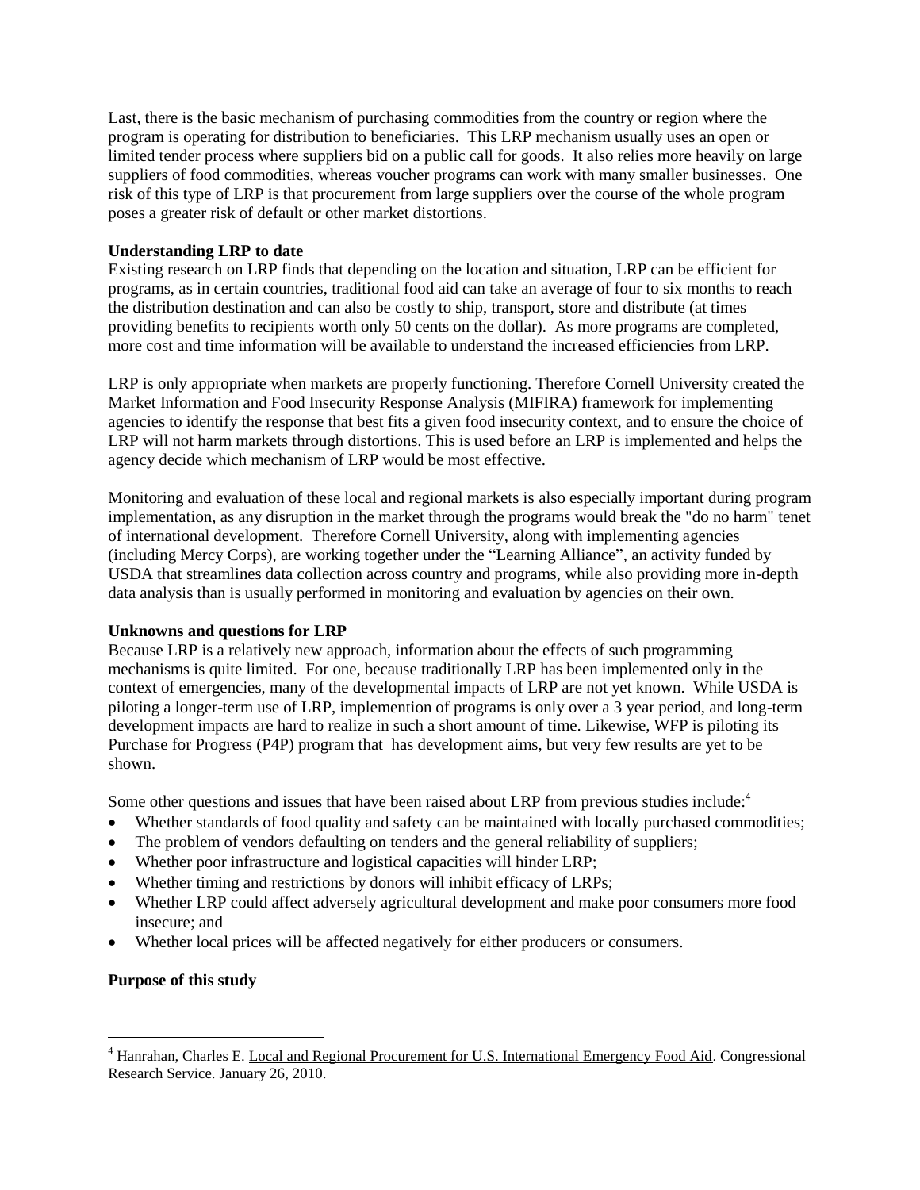Last, there is the basic mechanism of purchasing commodities from the country or region where the program is operating for distribution to beneficiaries. This LRP mechanism usually uses an open or limited tender process where suppliers bid on a public call for goods. It also relies more heavily on large suppliers of food commodities, whereas voucher programs can work with many smaller businesses. One risk of this type of LRP is that procurement from large suppliers over the course of the whole program poses a greater risk of default or other market distortions.

**Understanding LRP to date**

Existing research on LRP finds that depending on the location and situation, LRP can be efficient for programs, as in certain countries, traditional food aid can take an average of four to six months to reach the distribution destination and can also be costly to ship, transport, store and distribute (at times providing benefits to recipients worth only 50 cents on the dollar). As more programs are completed, more cost and time information will be available to understand the increased efficiencies from LRP.

LRP is only appropriate when markets are properly functioning. Therefore Cornell University created the Market Information and Food Insecurity Response Analysis (MIFIRA) framework for implementing agencies to identify the response that best fits a given food insecurity context, and to ensure the choice of LRP will not harm markets through distortions. This is used before an LRP is implemented and helps the agency decide which mechanism of LRP would be most effective.

Monitoring and evaluation of these local and regional markets is also especially important during program implementation, as any disruption in the market through the programs would break the "do no harm" tenet of international development. Therefore Cornell University, along with implementing agencies (including Mercy Corps), are working together under the "Learning Alliance", an activity funded by USDA that streamlines data collection across country and programs, while also providing more in-depth data analysis than is usually performed in monitoring and evaluation by agencies on their own.

**Unknowns and questions for LRP**

Because LRP is a relatively new approach, information about the effects of such programming mechanisms is quite limited. For one, because traditionally LRP has been implemented only in the context of emergencies, many of the developmental impacts of LRP are not yet known. While USDA is piloting a longer-term use of LRP, implemention of programs is only over a 3 year period, and long-term development impacts are hard to realize in such a short amount of time. Likewise, WFP is piloting its Purchase for Progress (P4P) program that has development aims, but very few results are yet to be shown.

Some other questions and issues that have been raised about LRP from previous studies include:[4]

- Whether standards of food quality and safety can be maintained with locally purchased commodities;
- The problem of vendors defaulting on tenders and the general reliability of suppliers;
- Whether poor infrastructure and logistical capacities will hinder LRP;
- Whether timing and restrictions by donors will inhibit efficacy of LRPs;
- Whether LRP could affect adversely agricultural development and make poor consumers more food insecure; and
- Whether local prices will be affected negatively for either producers or consumers.

**Purpose of this study**

[4] Hanrahan, Charles E. Local and Regional Procurement for U.S. International Emergency Food Aid. Congressional Research Service. January 26, 2010.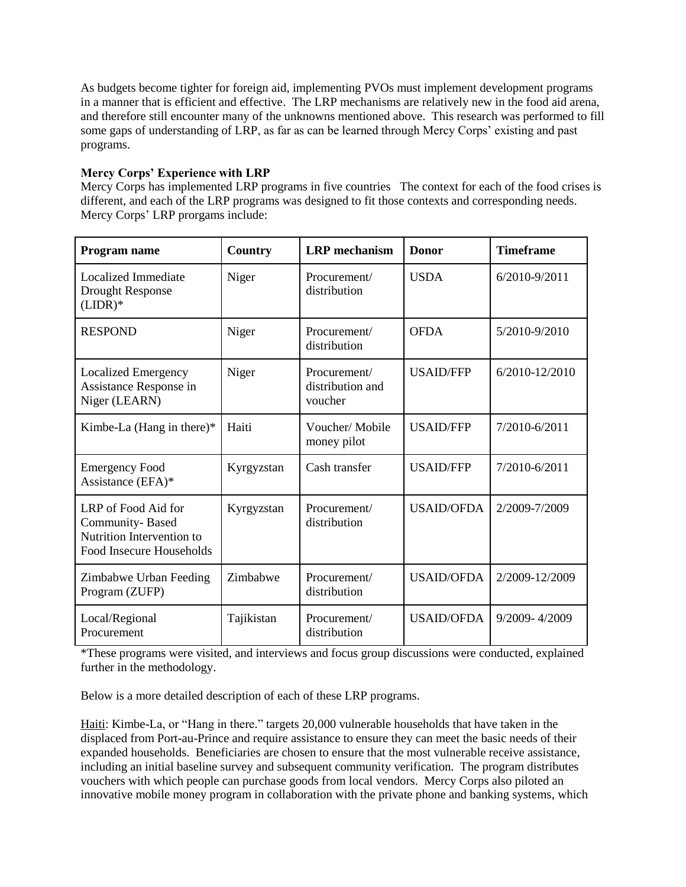As budgets become tighter for foreign aid, implementing PVOs must implement development programs in a manner that is efficient and effective. The LRP mechanisms are relatively new in the food aid arena, and therefore still encounter many of the unknowns mentioned above. This research was performed to fill some gaps of understanding of LRP, as far as can be learned through Mercy Corps' existing and past programs.

**Mercy Corps' Experience with LRP**

Mercy Corps has implemented LRP programs in five countries The context for each of the food crises is different, and each of the LRP programs was designed to fit those contexts and corresponding needs. Mercy Corps' LRP prorgams include:

| Program name | Country | LRP mechanism | Donor | Timeframe |
|---|---|---|---|---|
| Localized Immediate Drought Response (LIDR)* | Niger | Procurement/ distribution | USDA | 6/2010-9/2011 |
| RESPOND | Niger | Procurement/ distribution | OFDA | 5/2010-9/2010 |
| Localized Emergency Assistance Response in Niger (LEARN) | Niger | Procurement/ distribution and voucher | USAID/FFP | 6/2010-12/2010 |
| Kimbe-La (Hang in there)* | Haiti | Voucher/ Mobile money pilot | USAID/FFP | 7/2010-6/2011 |
| Emergency Food Assistance (EFA)* | Kyrgyzstan | Cash transfer | USAID/FFP | 7/2010-6/2011 |
| LRP of Food Aid for Community- Based Nutrition Intervention to Food Insecure Households | Kyrgyzstan | Procurement/ distribution | USAID/OFDA | 2/2009-7/2009 |
| Zimbabwe Urban Feeding Program (ZUFP) | Zimbabwe | Procurement/ distribution | USAID/OFDA | 2/2009-12/2009 |
| Local/Regional Procurement | Tajikistan | Procurement/ distribution | USAID/OFDA | 9/2009- 4/2009 |

*These programs were visited, and interviews and focus group discussions were conducted, explained further in the methodology.

Below is a more detailed description of each of these LRP programs.

Haiti: Kimbe-La, or "Hang in there." targets 20,000 vulnerable households that have taken in the displaced from Port-au-Prince and require assistance to ensure they can meet the basic needs of their expanded households. Beneficiaries are chosen to ensure that the most vulnerable receive assistance, including an initial baseline survey and subsequent community verification. The program distributes vouchers with which people can purchase goods from local vendors. Mercy Corps also piloted an innovative mobile money program in collaboration with the private phone and banking systems, which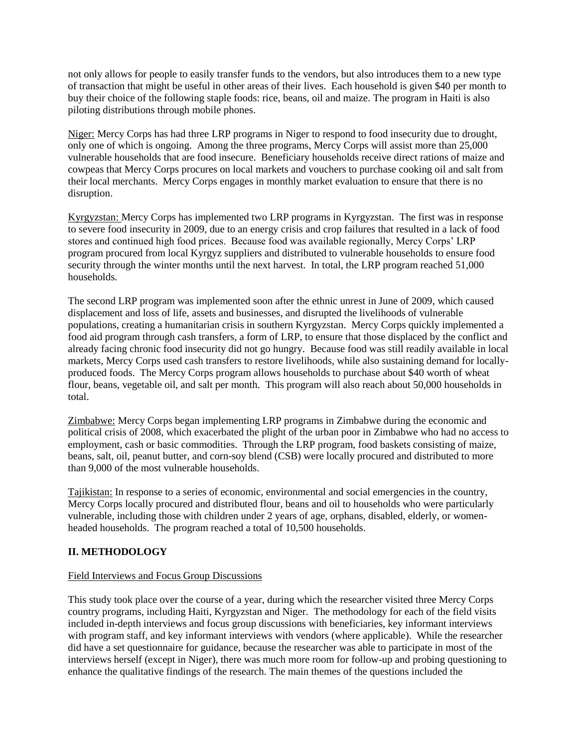not only allows for people to easily transfer funds to the vendors, but also introduces them to a new type of transaction that might be useful in other areas of their lives. Each household is given $40 per month to buy their choice of the following staple foods: rice, beans, oil and maize. The program in Haiti is also piloting distributions through mobile phones.

Niger: Mercy Corps has had three LRP programs in Niger to respond to food insecurity due to drought, only one of which is ongoing. Among the three programs, Mercy Corps will assist more than 25,000 vulnerable households that are food insecure. Beneficiary households receive direct rations of maize and cowpeas that Mercy Corps procures on local markets and vouchers to purchase cooking oil and salt from their local merchants. Mercy Corps engages in monthly market evaluation to ensure that there is no disruption.

Kyrgyzstan: Mercy Corps has implemented two LRP programs in Kyrgyzstan. The first was in response to severe food insecurity in 2009, due to an energy crisis and crop failures that resulted in a lack of food stores and continued high food prices. Because food was available regionally, Mercy Corps' LRP program procured from local Kyrgyz suppliers and distributed to vulnerable households to ensure food security through the winter months until the next harvest. In total, the LRP program reached 51,000 households.

The second LRP program was implemented soon after the ethnic unrest in June of 2009, which caused displacement and loss of life, assets and businesses, and disrupted the livelihoods of vulnerable populations, creating a humanitarian crisis in southern Kyrgyzstan. Mercy Corps quickly implemented a food aid program through cash transfers, a form of LRP, to ensure that those displaced by the conflict and already facing chronic food insecurity did not go hungry. Because food was still readily available in local markets, Mercy Corps used cash transfers to restore livelihoods, while also sustaining demand for locally-produced foods. The Mercy Corps program allows households to purchase about $40 worth of wheat flour, beans, vegetable oil, and salt per month. This program will also reach about 50,000 households in total.

Zimbabwe: Mercy Corps began implementing LRP programs in Zimbabwe during the economic and political crisis of 2008, which exacerbated the plight of the urban poor in Zimbabwe who had no access to employment, cash or basic commodities. Through the LRP program, food baskets consisting of maize, beans, salt, oil, peanut butter, and corn-soy blend (CSB) were locally procured and distributed to more than 9,000 of the most vulnerable households.

Tajikistan: In response to a series of economic, environmental and social emergencies in the country, Mercy Corps locally procured and distributed flour, beans and oil to households who were particularly vulnerable, including those with children under 2 years of age, orphans, disabled, elderly, or women-headed households. The program reached a total of 10,500 households.

## II. METHODOLOGY

Field Interviews and Focus Group Discussions

This study took place over the course of a year, during which the researcher visited three Mercy Corps country programs, including Haiti, Kyrgyzstan and Niger. The methodology for each of the field visits included in-depth interviews and focus group discussions with beneficiaries, key informant interviews with program staff, and key informant interviews with vendors (where applicable). While the researcher did have a set questionnaire for guidance, because the researcher was able to participate in most of the interviews herself (except in Niger), there was much more room for follow-up and probing questioning to enhance the qualitative findings of the research. The main themes of the questions included the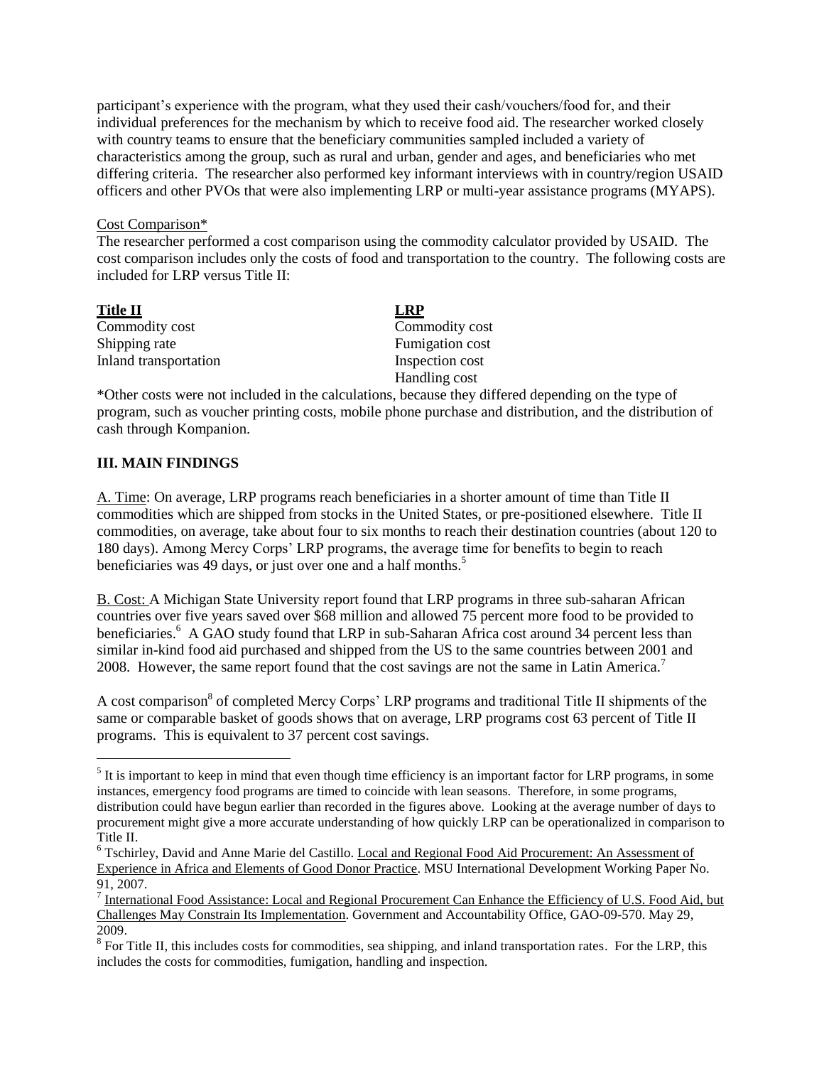participant's experience with the program, what they used their cash/vouchers/food for, and their individual preferences for the mechanism by which to receive food aid. The researcher worked closely with country teams to ensure that the beneficiary communities sampled included a variety of characteristics among the group, such as rural and urban, gender and ages, and beneficiaries who met differing criteria. The researcher also performed key informant interviews with in country/region USAID officers and other PVOs that were also implementing LRP or multi-year assistance programs (MYAPS).

Cost Comparison*

The researcher performed a cost comparison using the commodity calculator provided by USAID. The cost comparison includes only the costs of food and transportation to the country. The following costs are included for LRP versus Title II:

| **Title II** | **LRP** |
|---|---|
| Commodity cost | Commodity cost |
| Shipping rate | Fumigation cost |
| Inland transportation | Inspection cost |
| | Handling cost |

*Other costs were not included in the calculations, because they differed depending on the type of program, such as voucher printing costs, mobile phone purchase and distribution, and the distribution of cash through Kompanion.

## III. MAIN FINDINGS

A. Time: On average, LRP programs reach beneficiaries in a shorter amount of time than Title II commodities which are shipped from stocks in the United States, or pre-positioned elsewhere. Title II commodities, on average, take about four to six months to reach their destination countries (about 120 to 180 days). Among Mercy Corps' LRP programs, the average time for benefits to begin to reach beneficiaries was 49 days, or just over one and a half months.[5]

B. Cost: A Michigan State University report found that LRP programs in three sub-saharan African countries over five years saved over $68 million and allowed 75 percent more food to be provided to beneficiaries.[6] A GAO study found that LRP in sub-Saharan Africa cost around 34 percent less than similar in-kind food aid purchased and shipped from the US to the same countries between 2001 and 2008. However, the same report found that the cost savings are not the same in Latin America.[7]

A cost comparison[8] of completed Mercy Corps' LRP programs and traditional Title II shipments of the same or comparable basket of goods shows that on average, LRP programs cost 63 percent of Title II programs. This is equivalent to 37 percent cost savings.

[5] It is important to keep in mind that even though time efficiency is an important factor for LRP programs, in some instances, emergency food programs are timed to coincide with lean seasons. Therefore, in some programs, distribution could have begun earlier than recorded in the figures above. Looking at the average number of days to procurement might give a more accurate understanding of how quickly LRP can be operationalized in comparison to Title II.

[6] Tschirley, David and Anne Marie del Castillo. Local and Regional Food Aid Procurement: An Assessment of Experience in Africa and Elements of Good Donor Practice. MSU International Development Working Paper No. 91, 2007.

[7] International Food Assistance: Local and Regional Procurement Can Enhance the Efficiency of U.S. Food Aid, but Challenges May Constrain Its Implementation. Government and Accountability Office, GAO-09-570. May 29, 2009.

[8] For Title II, this includes costs for commodities, sea shipping, and inland transportation rates. For the LRP, this includes the costs for commodities, fumigation, handling and inspection.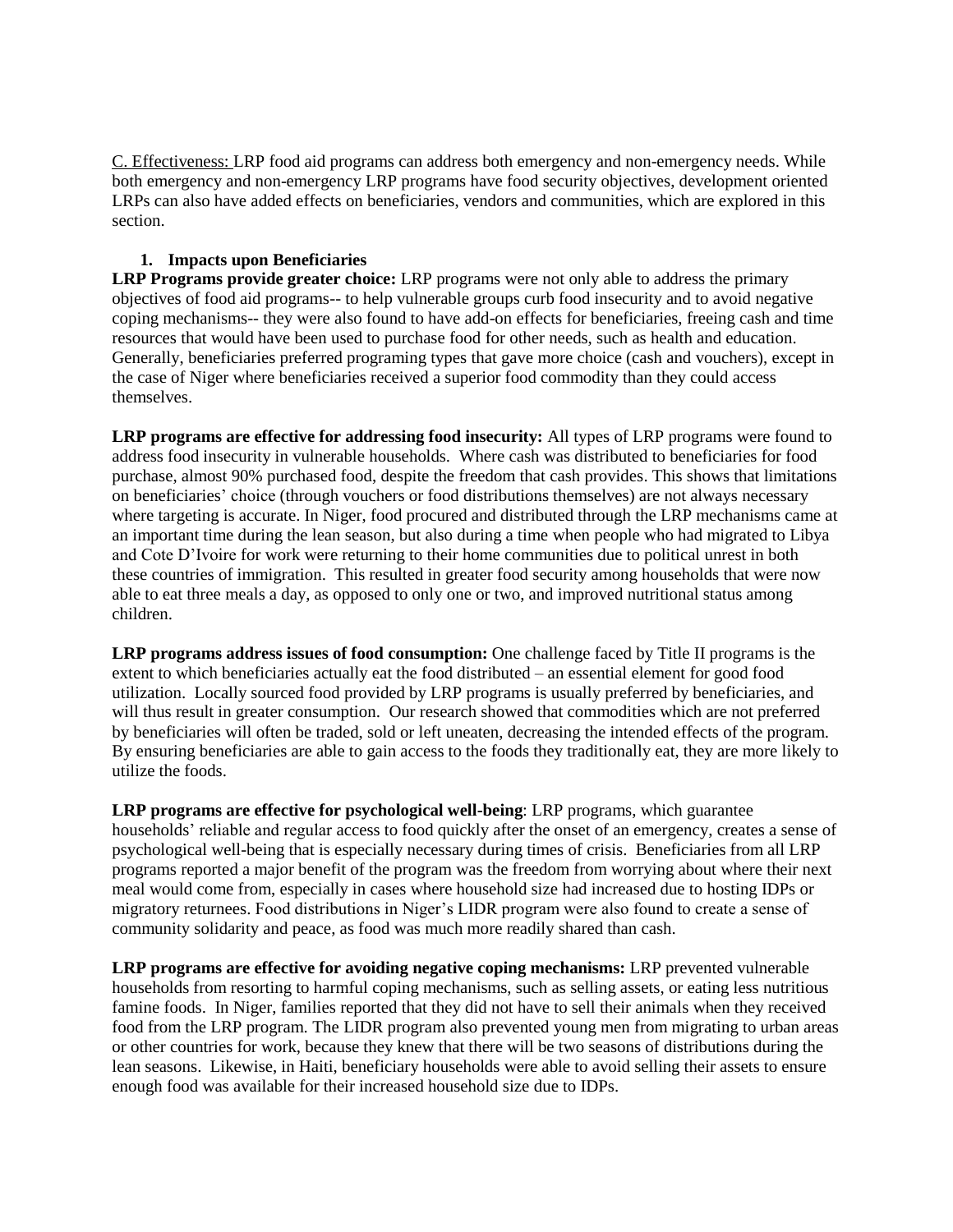C. Effectiveness: LRP food aid programs can address both emergency and non-emergency needs. While both emergency and non-emergency LRP programs have food security objectives, development oriented LRPs can also have added effects on beneficiaries, vendors and communities, which are explored in this section.

### 1. Impacts upon Beneficiaries

**LRP Programs provide greater choice:** LRP programs were not only able to address the primary objectives of food aid programs-- to help vulnerable groups curb food insecurity and to avoid negative coping mechanisms-- they were also found to have add-on effects for beneficiaries, freeing cash and time resources that would have been used to purchase food for other needs, such as health and education. Generally, beneficiaries preferred programing types that gave more choice (cash and vouchers), except in the case of Niger where beneficiaries received a superior food commodity than they could access themselves.

**LRP programs are effective for addressing food insecurity:** All types of LRP programs were found to address food insecurity in vulnerable households. Where cash was distributed to beneficiaries for food purchase, almost 90% purchased food, despite the freedom that cash provides. This shows that limitations on beneficiaries' choice (through vouchers or food distributions themselves) are not always necessary where targeting is accurate. In Niger, food procured and distributed through the LRP mechanisms came at an important time during the lean season, but also during a time when people who had migrated to Libya and Cote D'Ivoire for work were returning to their home communities due to political unrest in both these countries of immigration. This resulted in greater food security among households that were now able to eat three meals a day, as opposed to only one or two, and improved nutritional status among children.

**LRP programs address issues of food consumption:** One challenge faced by Title II programs is the extent to which beneficiaries actually eat the food distributed – an essential element for good food utilization. Locally sourced food provided by LRP programs is usually preferred by beneficiaries, and will thus result in greater consumption. Our research showed that commodities which are not preferred by beneficiaries will often be traded, sold or left uneaten, decreasing the intended effects of the program. By ensuring beneficiaries are able to gain access to the foods they traditionally eat, they are more likely to utilize the foods.

**LRP programs are effective for psychological well-being**: LRP programs, which guarantee households' reliable and regular access to food quickly after the onset of an emergency, creates a sense of psychological well-being that is especially necessary during times of crisis. Beneficiaries from all LRP programs reported a major benefit of the program was the freedom from worrying about where their next meal would come from, especially in cases where household size had increased due to hosting IDPs or migratory returnees. Food distributions in Niger's LIDR program were also found to create a sense of community solidarity and peace, as food was much more readily shared than cash.

**LRP programs are effective for avoiding negative coping mechanisms:** LRP prevented vulnerable households from resorting to harmful coping mechanisms, such as selling assets, or eating less nutritious famine foods. In Niger, families reported that they did not have to sell their animals when they received food from the LRP program. The LIDR program also prevented young men from migrating to urban areas or other countries for work, because they knew that there will be two seasons of distributions during the lean seasons. Likewise, in Haiti, beneficiary households were able to avoid selling their assets to ensure enough food was available for their increased household size due to IDPs.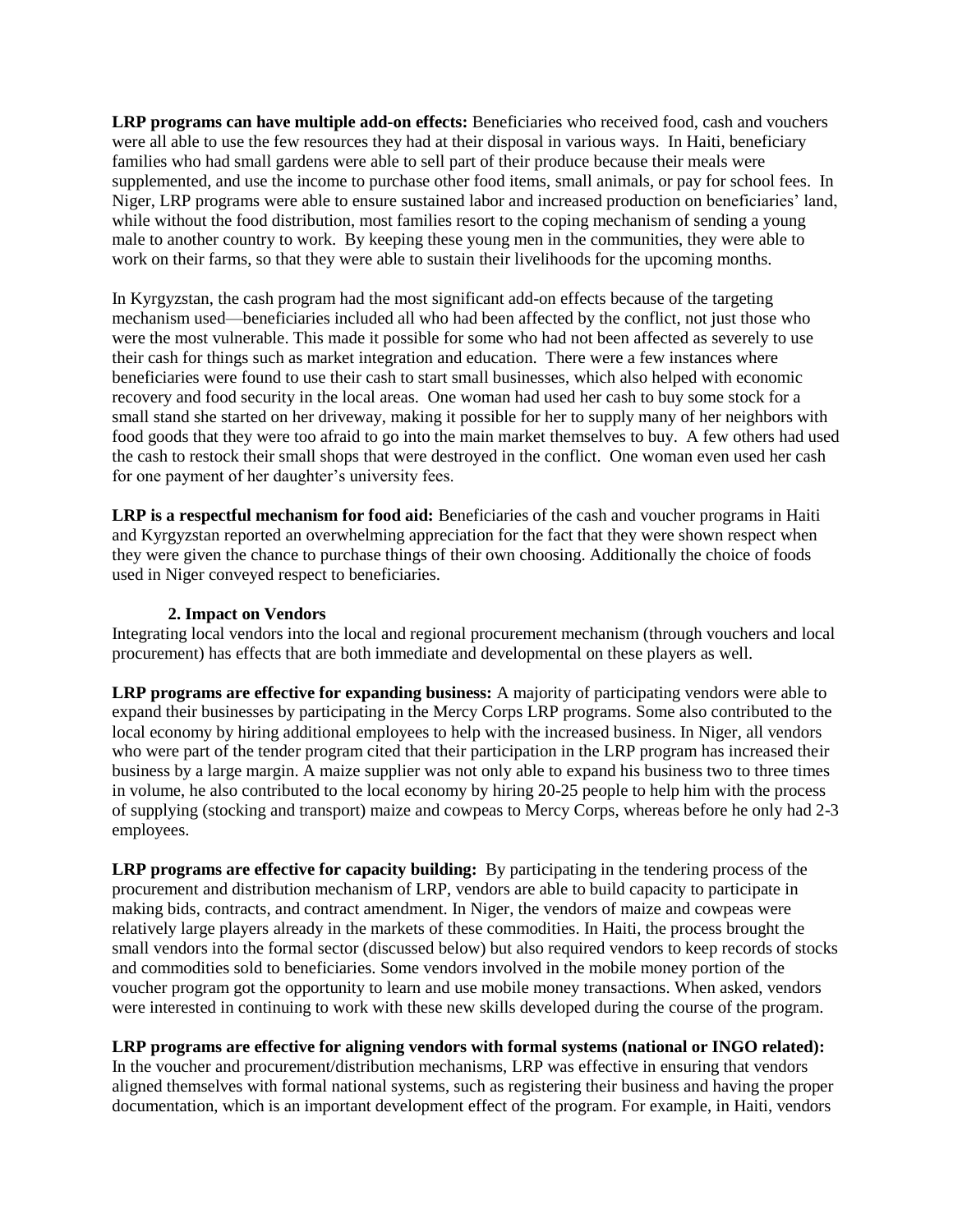**LRP programs can have multiple add-on effects:** Beneficiaries who received food, cash and vouchers were all able to use the few resources they had at their disposal in various ways. In Haiti, beneficiary families who had small gardens were able to sell part of their produce because their meals were supplemented, and use the income to purchase other food items, small animals, or pay for school fees. In Niger, LRP programs were able to ensure sustained labor and increased production on beneficiaries' land, while without the food distribution, most families resort to the coping mechanism of sending a young male to another country to work. By keeping these young men in the communities, they were able to work on their farms, so that they were able to sustain their livelihoods for the upcoming months.

In Kyrgyzstan, the cash program had the most significant add-on effects because of the targeting mechanism used—beneficiaries included all who had been affected by the conflict, not just those who were the most vulnerable. This made it possible for some who had not been affected as severely to use their cash for things such as market integration and education. There were a few instances where beneficiaries were found to use their cash to start small businesses, which also helped with economic recovery and food security in the local areas. One woman had used her cash to buy some stock for a small stand she started on her driveway, making it possible for her to supply many of her neighbors with food goods that they were too afraid to go into the main market themselves to buy. A few others had used the cash to restock their small shops that were destroyed in the conflict. One woman even used her cash for one payment of her daughter's university fees.

**LRP is a respectful mechanism for food aid:** Beneficiaries of the cash and voucher programs in Haiti and Kyrgyzstan reported an overwhelming appreciation for the fact that they were shown respect when they were given the chance to purchase things of their own choosing. Additionally the choice of foods used in Niger conveyed respect to beneficiaries.

### 2. Impact on Vendors

Integrating local vendors into the local and regional procurement mechanism (through vouchers and local procurement) has effects that are both immediate and developmental on these players as well.

**LRP programs are effective for expanding business:** A majority of participating vendors were able to expand their businesses by participating in the Mercy Corps LRP programs. Some also contributed to the local economy by hiring additional employees to help with the increased business. In Niger, all vendors who were part of the tender program cited that their participation in the LRP program has increased their business by a large margin. A maize supplier was not only able to expand his business two to three times in volume, he also contributed to the local economy by hiring 20-25 people to help him with the process of supplying (stocking and transport) maize and cowpeas to Mercy Corps, whereas before he only had 2-3 employees.

**LRP programs are effective for capacity building:** By participating in the tendering process of the procurement and distribution mechanism of LRP, vendors are able to build capacity to participate in making bids, contracts, and contract amendment. In Niger, the vendors of maize and cowpeas were relatively large players already in the markets of these commodities. In Haiti, the process brought the small vendors into the formal sector (discussed below) but also required vendors to keep records of stocks and commodities sold to beneficiaries. Some vendors involved in the mobile money portion of the voucher program got the opportunity to learn and use mobile money transactions. When asked, vendors were interested in continuing to work with these new skills developed during the course of the program.

**LRP programs are effective for aligning vendors with formal systems (national or INGO related):** In the voucher and procurement/distribution mechanisms, LRP was effective in ensuring that vendors aligned themselves with formal national systems, such as registering their business and having the proper documentation, which is an important development effect of the program. For example, in Haiti, vendors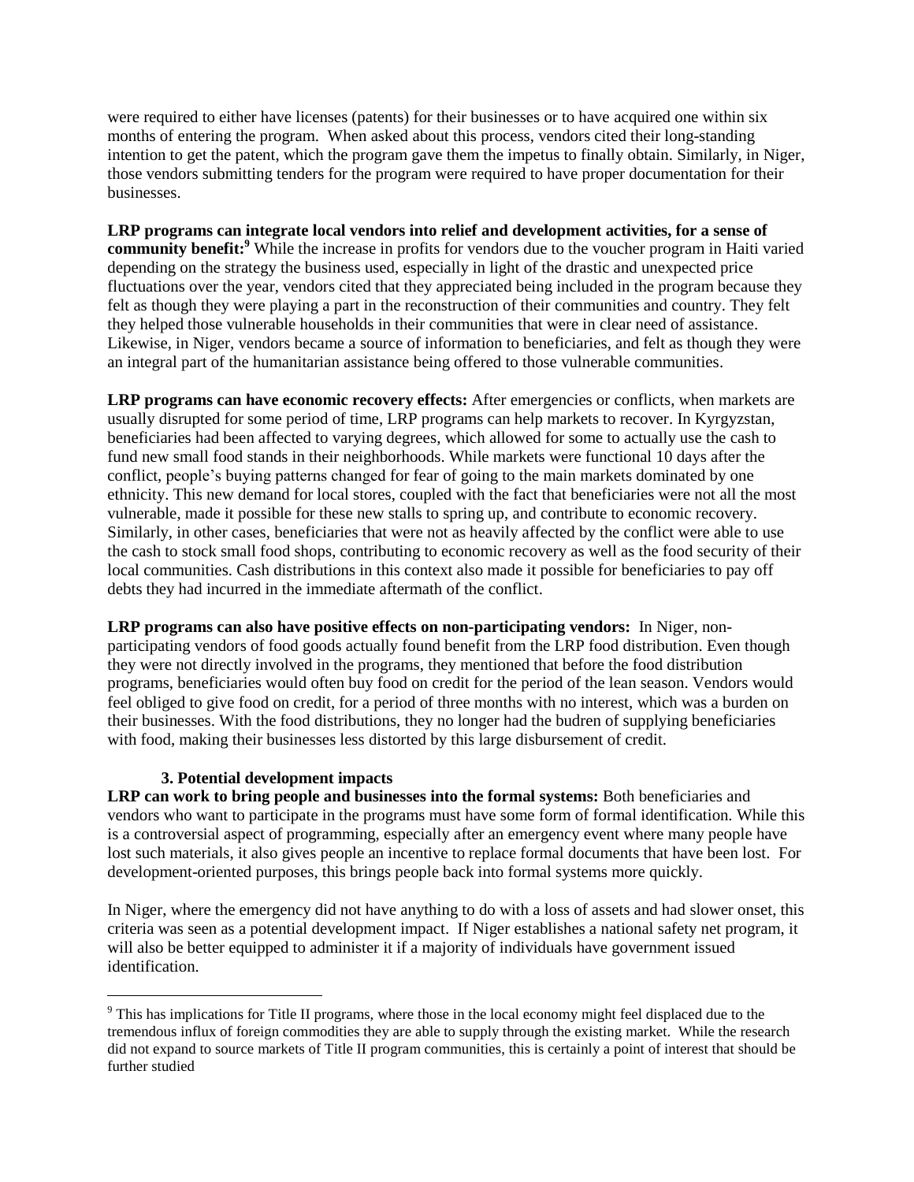were required to either have licenses (patents) for their businesses or to have acquired one within six months of entering the program. When asked about this process, vendors cited their long-standing intention to get the patent, which the program gave them the impetus to finally obtain. Similarly, in Niger, those vendors submitting tenders for the program were required to have proper documentation for their businesses.

**LRP programs can integrate local vendors into relief and development activities, for a sense of community benefit:**[9] While the increase in profits for vendors due to the voucher program in Haiti varied depending on the strategy the business used, especially in light of the drastic and unexpected price fluctuations over the year, vendors cited that they appreciated being included in the program because they felt as though they were playing a part in the reconstruction of their communities and country. They felt they helped those vulnerable households in their communities that were in clear need of assistance. Likewise, in Niger, vendors became a source of information to beneficiaries, and felt as though they were an integral part of the humanitarian assistance being offered to those vulnerable communities.

**LRP programs can have economic recovery effects:** After emergencies or conflicts, when markets are usually disrupted for some period of time, LRP programs can help markets to recover. In Kyrgyzstan, beneficiaries had been affected to varying degrees, which allowed for some to actually use the cash to fund new small food stands in their neighborhoods. While markets were functional 10 days after the conflict, people's buying patterns changed for fear of going to the main markets dominated by one ethnicity. This new demand for local stores, coupled with the fact that beneficiaries were not all the most vulnerable, made it possible for these new stalls to spring up, and contribute to economic recovery. Similarly, in other cases, beneficiaries that were not as heavily affected by the conflict were able to use the cash to stock small food shops, contributing to economic recovery as well as the food security of their local communities. Cash distributions in this context also made it possible for beneficiaries to pay off debts they had incurred in the immediate aftermath of the conflict.

**LRP programs can also have positive effects on non-participating vendors:** In Niger, non-participating vendors of food goods actually found benefit from the LRP food distribution. Even though they were not directly involved in the programs, they mentioned that before the food distribution programs, beneficiaries would often buy food on credit for the period of the lean season. Vendors would feel obliged to give food on credit, for a period of three months with no interest, which was a burden on their businesses. With the food distributions, they no longer had the budren of supplying beneficiaries with food, making their businesses less distorted by this large disbursement of credit.

### 3. Potential development impacts

**LRP can work to bring people and businesses into the formal systems:** Both beneficiaries and vendors who want to participate in the programs must have some form of formal identification. While this is a controversial aspect of programming, especially after an emergency event where many people have lost such materials, it also gives people an incentive to replace formal documents that have been lost. For development-oriented purposes, this brings people back into formal systems more quickly.

In Niger, where the emergency did not have anything to do with a loss of assets and had slower onset, this criteria was seen as a potential development impact. If Niger establishes a national safety net program, it will also be better equipped to administer it if a majority of individuals have government issued identification.

---

[9] This has implications for Title II programs, where those in the local economy might feel displaced due to the tremendous influx of foreign commodities they are able to supply through the existing market. While the research did not expand to source markets of Title II program communities, this is certainly a point of interest that should be further studied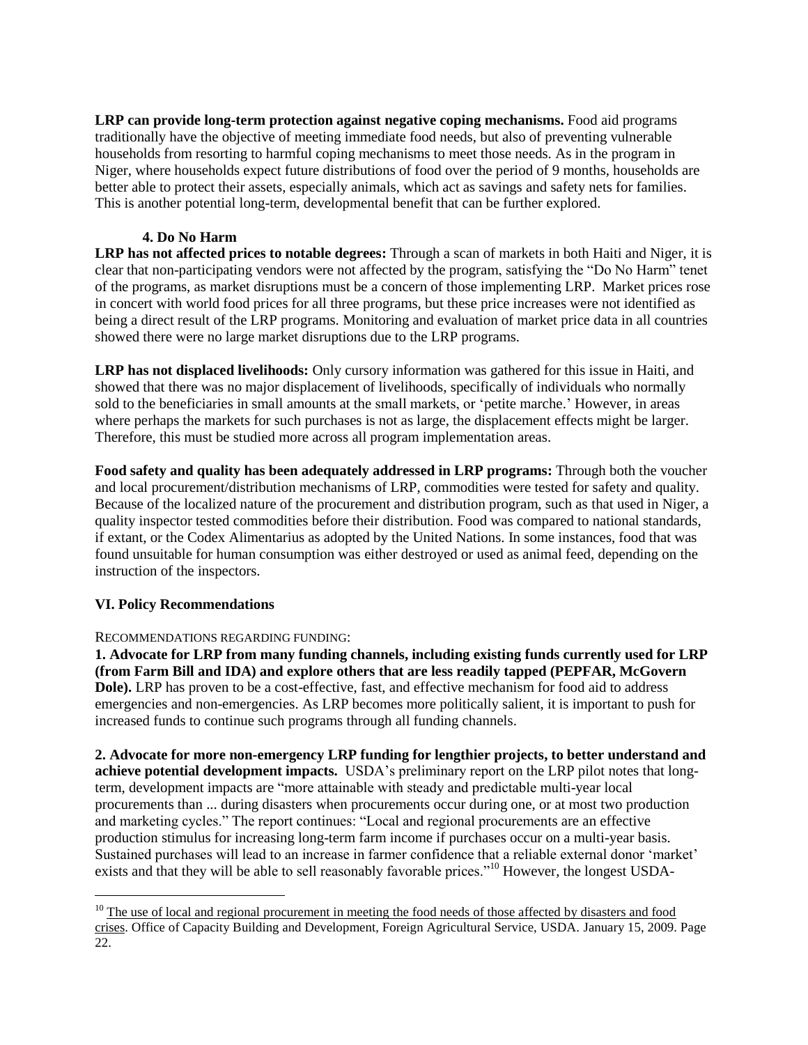**LRP can provide long-term protection against negative coping mechanisms.** Food aid programs traditionally have the objective of meeting immediate food needs, but also of preventing vulnerable households from resorting to harmful coping mechanisms to meet those needs. As in the program in Niger, where households expect future distributions of food over the period of 9 months, households are better able to protect their assets, especially animals, which act as savings and safety nets for families. This is another potential long-term, developmental benefit that can be further explored.

### 4. Do No Harm

**LRP has not affected prices to notable degrees:** Through a scan of markets in both Haiti and Niger, it is clear that non-participating vendors were not affected by the program, satisfying the "Do No Harm" tenet of the programs, as market disruptions must be a concern of those implementing LRP. Market prices rose in concert with world food prices for all three programs, but these price increases were not identified as being a direct result of the LRP programs. Monitoring and evaluation of market price data in all countries showed there were no large market disruptions due to the LRP programs.

**LRP has not displaced livelihoods:** Only cursory information was gathered for this issue in Haiti, and showed that there was no major displacement of livelihoods, specifically of individuals who normally sold to the beneficiaries in small amounts at the small markets, or 'petite marche.' However, in areas where perhaps the markets for such purchases is not as large, the displacement effects might be larger. Therefore, this must be studied more across all program implementation areas.

**Food safety and quality has been adequately addressed in LRP programs:** Through both the voucher and local procurement/distribution mechanisms of LRP, commodities were tested for safety and quality. Because of the localized nature of the procurement and distribution program, such as that used in Niger, a quality inspector tested commodities before their distribution. Food was compared to national standards, if extant, or the Codex Alimentarius as adopted by the United Nations. In some instances, food that was found unsuitable for human consumption was either destroyed or used as animal feed, depending on the instruction of the inspectors.

## VI. Policy Recommendations

RECOMMENDATIONS REGARDING FUNDING:

**1. Advocate for LRP from many funding channels, including existing funds currently used for LRP (from Farm Bill and IDA) and explore others that are less readily tapped (PEPFAR, McGovern Dole).** LRP has proven to be a cost-effective, fast, and effective mechanism for food aid to address emergencies and non-emergencies. As LRP becomes more politically salient, it is important to push for increased funds to continue such programs through all funding channels.

**2. Advocate for more non-emergency LRP funding for lengthier projects, to better understand and achieve potential development impacts.** USDA's preliminary report on the LRP pilot notes that long-term, development impacts are "more attainable with steady and predictable multi-year local procurements than ... during disasters when procurements occur during one, or at most two production and marketing cycles." The report continues: "Local and regional procurements are an effective production stimulus for increasing long-term farm income if purchases occur on a multi-year basis. Sustained purchases will lead to an increase in farmer confidence that a reliable external donor 'market' exists and that they will be able to sell reasonably favorable prices."[10] However, the longest USDA-

[10] The use of local and regional procurement in meeting the food needs of those affected by disasters and food crises. Office of Capacity Building and Development, Foreign Agricultural Service, USDA. January 15, 2009. Page 22.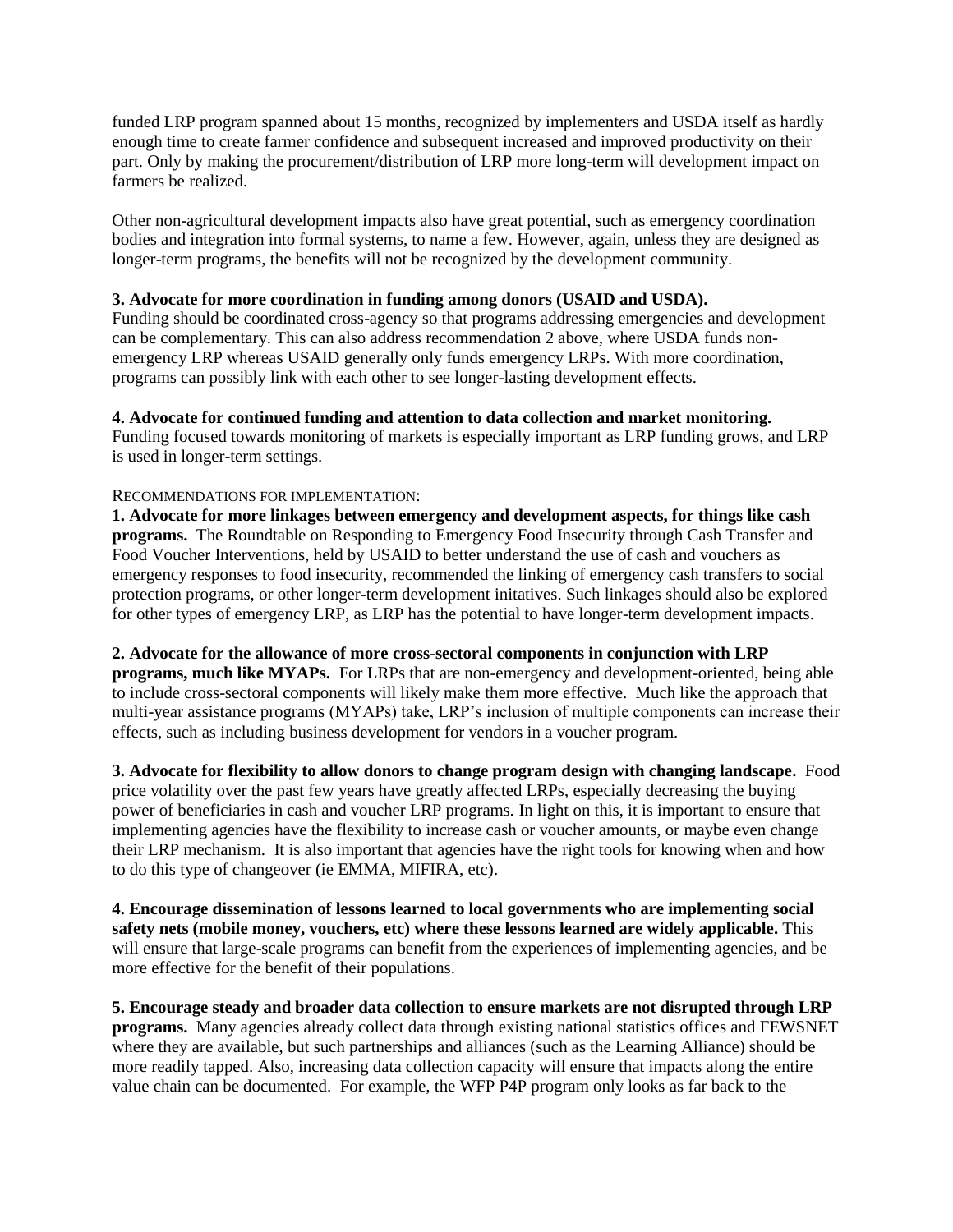funded LRP program spanned about 15 months, recognized by implementers and USDA itself as hardly enough time to create farmer confidence and subsequent increased and improved productivity on their part. Only by making the procurement/distribution of LRP more long-term will development impact on farmers be realized.

Other non-agricultural development impacts also have great potential, such as emergency coordination bodies and integration into formal systems, to name a few. However, again, unless they are designed as longer-term programs, the benefits will not be recognized by the development community.

**3. Advocate for more coordination in funding among donors (USAID and USDA).**
Funding should be coordinated cross-agency so that programs addressing emergencies and development can be complementary. This can also address recommendation 2 above, where USDA funds non-emergency LRP whereas USAID generally only funds emergency LRPs. With more coordination, programs can possibly link with each other to see longer-lasting development effects.

**4. Advocate for continued funding and attention to data collection and market monitoring.**
Funding focused towards monitoring of markets is especially important as LRP funding grows, and LRP is used in longer-term settings.

RECOMMENDATIONS FOR IMPLEMENTATION:

**1. Advocate for more linkages between emergency and development aspects, for things like cash programs.** The Roundtable on Responding to Emergency Food Insecurity through Cash Transfer and Food Voucher Interventions, held by USAID to better understand the use of cash and vouchers as emergency responses to food insecurity, recommended the linking of emergency cash transfers to social protection programs, or other longer-term development initatives. Such linkages should also be explored for other types of emergency LRP, as LRP has the potential to have longer-term development impacts.

**2. Advocate for the allowance of more cross-sectoral components in conjunction with LRP programs, much like MYAPs.** For LRPs that are non-emergency and development-oriented, being able to include cross-sectoral components will likely make them more effective. Much like the approach that multi-year assistance programs (MYAPs) take, LRP's inclusion of multiple components can increase their effects, such as including business development for vendors in a voucher program.

**3. Advocate for flexibility to allow donors to change program design with changing landscape.** Food price volatility over the past few years have greatly affected LRPs, especially decreasing the buying power of beneficiaries in cash and voucher LRP programs. In light on this, it is important to ensure that implementing agencies have the flexibility to increase cash or voucher amounts, or maybe even change their LRP mechanism. It is also important that agencies have the right tools for knowing when and how to do this type of changeover (ie EMMA, MIFIRA, etc).

**4. Encourage dissemination of lessons learned to local governments who are implementing social safety nets (mobile money, vouchers, etc) where these lessons learned are widely applicable.** This will ensure that large-scale programs can benefit from the experiences of implementing agencies, and be more effective for the benefit of their populations.

**5. Encourage steady and broader data collection to ensure markets are not disrupted through LRP programs.** Many agencies already collect data through existing national statistics offices and FEWSNET where they are available, but such partnerships and alliances (such as the Learning Alliance) should be more readily tapped. Also, increasing data collection capacity will ensure that impacts along the entire value chain can be documented. For example, the WFP P4P program only looks as far back to the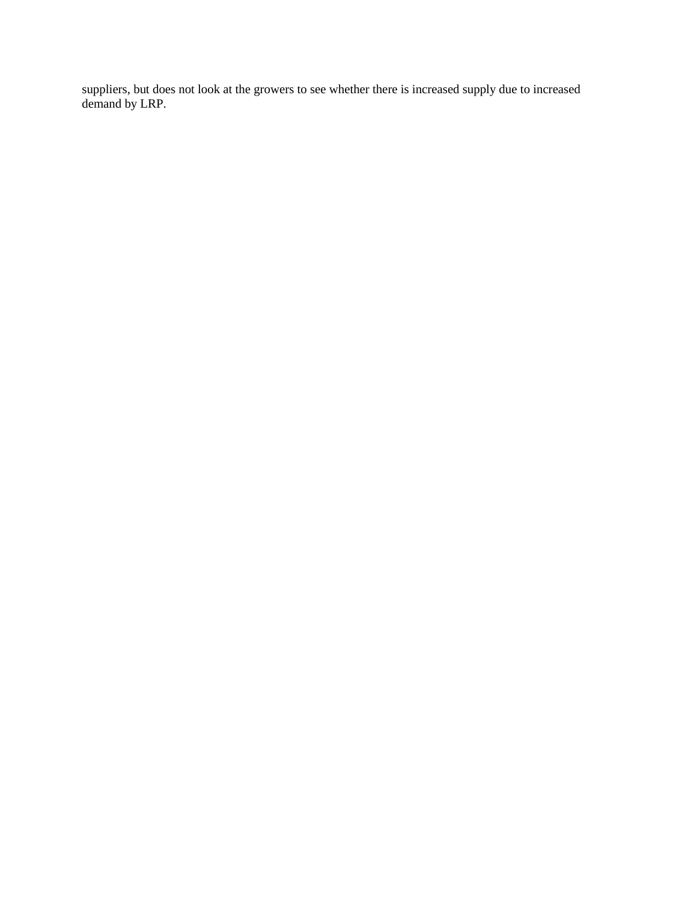suppliers, but does not look at the growers to see whether there is increased supply due to increased demand by LRP.